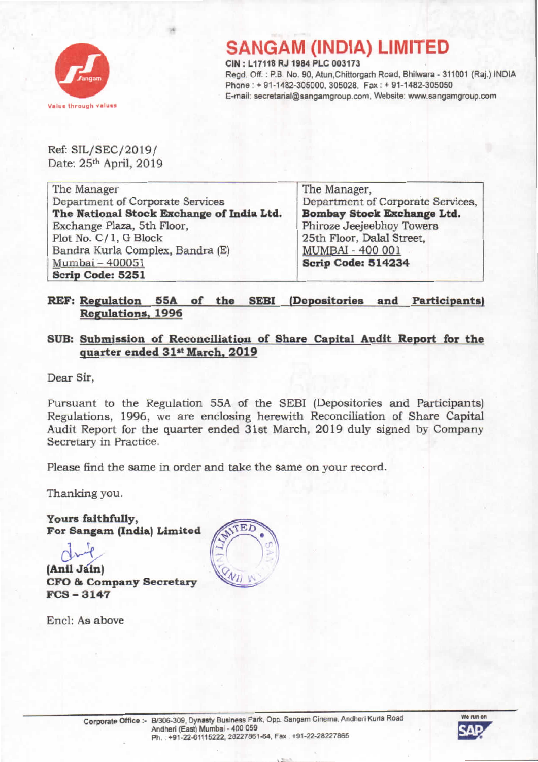# SANGAM (INDIA) LIMITED

**CIN : L17118 RJ 1984 PLC 003173**

Regd. Off. : P.B. No. 90, Atun,Chittorgarh Road, Bhilwara - 311001 (Raj.) INDIA
Phone : + 91-1482-305000, 305028, Fax : + 91-1482-305050
E-mail: secretarial@sangamgroup.com, Website: www.sangamgroup.com

Value through values

Ref: SIL/SEC/2019/
Date: 25th April, 2019

| The Manager<br>Department of Corporate Services<br>**The National Stock Exchange of India Ltd.**<br>Exchange Plaza, 5th Floor,<br>Plot No. C/1, G Block<br>Bandra Kurla Complex, Bandra (E)<br>Mumbai – 400051<br>**Scrip Code: 5251** | The Manager,<br>Department of Corporate Services,<br>**Bombay Stock Exchange Ltd.**<br>Phiroze Jeejeebhoy Towers<br>25th Floor, Dalal Street,<br>MUMBAI - 400 001<br>**Scrip Code: 514234** |
|---|---|

**REF: Regulation 55A of the SEBI (Depositories and Participants) Regulations, 1996**

**SUB: Submission of Reconciliation of Share Capital Audit Report for the quarter ended 31st March, 2019**

Dear Sir,

Pursuant to the Regulation 55A of the SEBI (Depositories and Participants) Regulations, 1996, we are enclosing herewith Reconciliation of Share Capital Audit Report for the quarter ended 31st March, 2019 duly signed by Company Secretary in Practice.

Please find the same in order and take the same on your record.

Thanking you.

**Yours faithfully,**
**For Sangam (India) Limited**

**(Anil Jain)**
**CFO & Company Secretary**
**FCS – 3147**

Encl: As above

Corporate Office :- B/306-309, Dynasty Business Park, Opp. Sangam Cinema, Andheri Kurla Road
Andheri (East) Mumbai - 400 059
Ph. : +91-22-61115222, 28227861-64, Fax : +91-22-28227865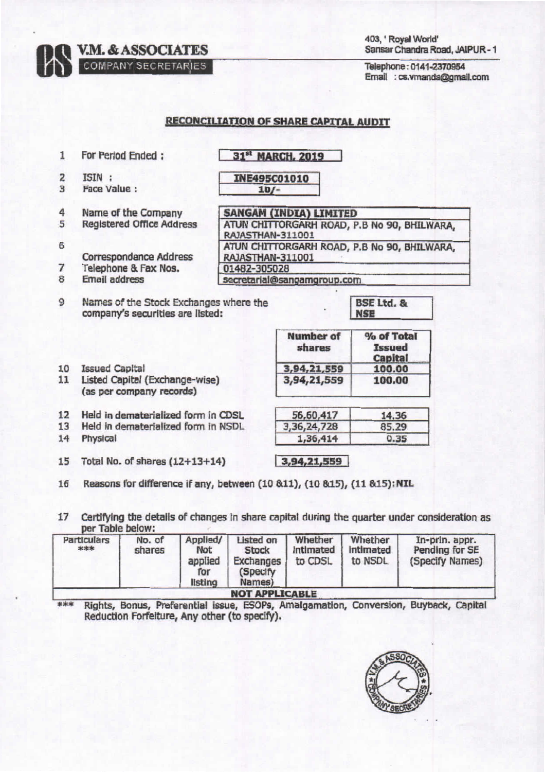**V.M. & ASSOCIATES**
COMPANY SECRETARIES

403, ' Royal World'
Sansar Chandra Road, JAIPUR - 1

Telephone : 0141-2370954
Email : cs.vmanda@gmail.com

## RECONCILIATION OF SHARE CAPITAL AUDIT

| | | |
|---|---|---|
| 1 | For Period Ended : | 31[st] MARCH, 2019 |
| 2 | ISIN : | INE495C01010 |
| 3 | Face Value : | 10/- |
| 4 | Name of the Company | SANGAM (INDIA) LIMITED |
| 5 | Registered Office Address | ATUN CHITTORGARH ROAD, P.B No 90, BHILWARA, RAJASTHAN-311001 |
| 6 | Correspondence Address | ATUN CHITTORGARH ROAD, P.B No 90, BHILWARA, RAJASTHAN-311001 |
| 7 | Telephone & Fax Nos. | 01482-305028 |
| 8 | Email address | secretarial@sangamgroup.com |
| 9 | Names of the Stock Exchanges where the company's securities are listed: | BSE Ltd. & NSE |

| | | Number of shares | % of Total Issued Capital |
|---|---|---|---|
| 10 | Issued Capital | 3,94,21,559 | 100.00 |
| 11 | Listed Capital (Exchange-wise) (as per company records) | 3,94,21,559 | 100.00 |
| 12 | Held in dematerialized form in CDSL | 56,60,417 | 14.36 |
| 13 | Held in dematerialized form in NSDL | 3,36,24,728 | 85.29 |
| 14 | Physical | 1,36,414 | 0.35 |
| 15 | Total No. of shares (12+13+14) | 3,94,21,559 | |

16 Reasons for difference if any, between (10 &11), (10 &15), (11 &15): NIL

17 Certifying the details of changes in share capital during the quarter under consideration as per Table below:

| Particulars *** | No. of shares | Applied/ Not applied for listing | Listed on Stock Exchanges (Specify Names) | Whether intimated to CDSL | Whether intimated to NSDL | In-prin. appr. Pending for SE (Specify Names) |
|---|---|---|---|---|---|---|
| NOT APPLICABLE | | | | | | |

*** Rights, Bonus, Preferential issue, ESOPs, Amalgamation, Conversion, Buyback, Capital Reduction Forfeiture, Any other (to specify).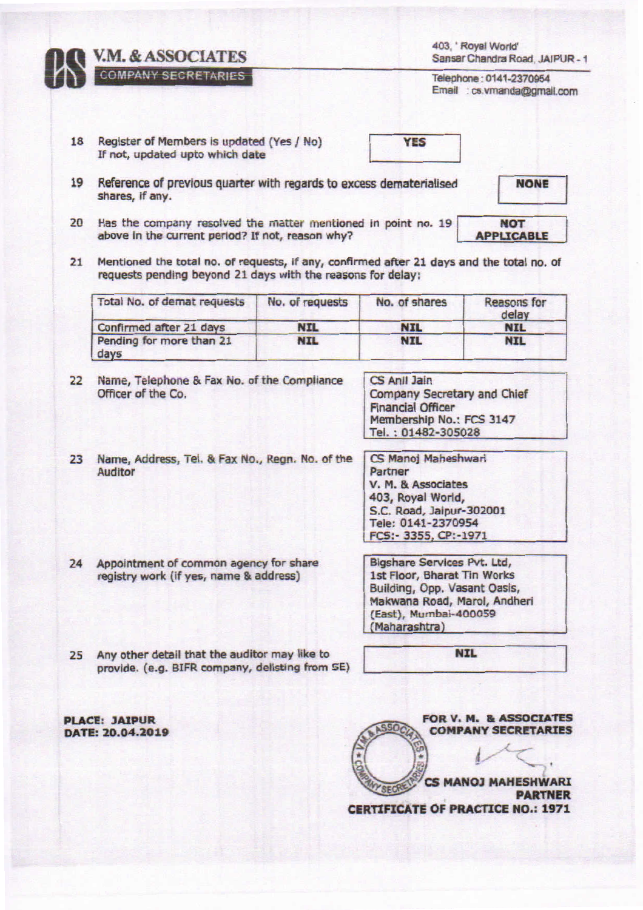**V.M. & ASSOCIATES**
COMPANY SECRETARIES

403, ' Royal World'
Sansar Chandra Road, JAIPUR - 1
Telephone : 0141-2370954
Email : cs.vmanda@gmail.com

| | | |
|---|---|---|
| 18 | Register of Members is updated (Yes / No) If not, updated upto which date | **YES** |
| 19 | Reference of previous quarter with regards to excess dematerialised shares, if any. | **NONE** |
| 20 | Has the company resolved the matter mentioned in point no. 19 above in the current period? If not, reason why? | **NOT APPLICABLE** |

21 Mentioned the total no. of requests, if any, confirmed after 21 days and the total no. of requests pending beyond 21 days with the reasons for delay:

| Total No. of demat requests | No. of requests | No. of shares | Reasons for delay |
|---|---|---|---|
| Confirmed after 21 days | **NIL** | **NIL** | **NIL** |
| Pending for more than 21 days | **NIL** | **NIL** | **NIL** |

| | | |
|---|---|---|
| 22 | Name, Telephone & Fax No. of the Compliance Officer of the Co. | CS Anil Jain<br>Company Secretary and Chief Financial Officer<br>Membership No.: FCS 3147<br>Tel. : 01482-305028 |
| 23 | Name, Address, Tel. & Fax No., Regn. No. of the Auditor | CS Manoj Maheshwari<br>Partner<br>V. M. & Associates<br>403, Royal World,<br>S.C. Road, Jaipur-302001<br>Tele: 0141-2370954<br>FCS:- 3355, CP:-1971 |
| 24 | Appointment of common agency for share registry work (if yes, name & address) | Bigshare Services Pvt. Ltd,<br>1st Floor, Bharat Tin Works Building, Opp. Vasant Oasis, Makwana Road, Marol, Andheri (East), Mumbai-400059 (Maharashtra) |
| 25 | Any other detail that the auditor may like to provide. (e.g. BIFR company, delisting from SE) | **NIL** |

**PLACE: JAIPUR**
**DATE: 20.04.2019**

**FOR V. M. & ASSOCIATES**
**COMPANY SECRETARIES**

**CS MANOJ MAHESHWARI**
**PARTNER**
**CERTIFICATE OF PRACTICE NO.: 1971**